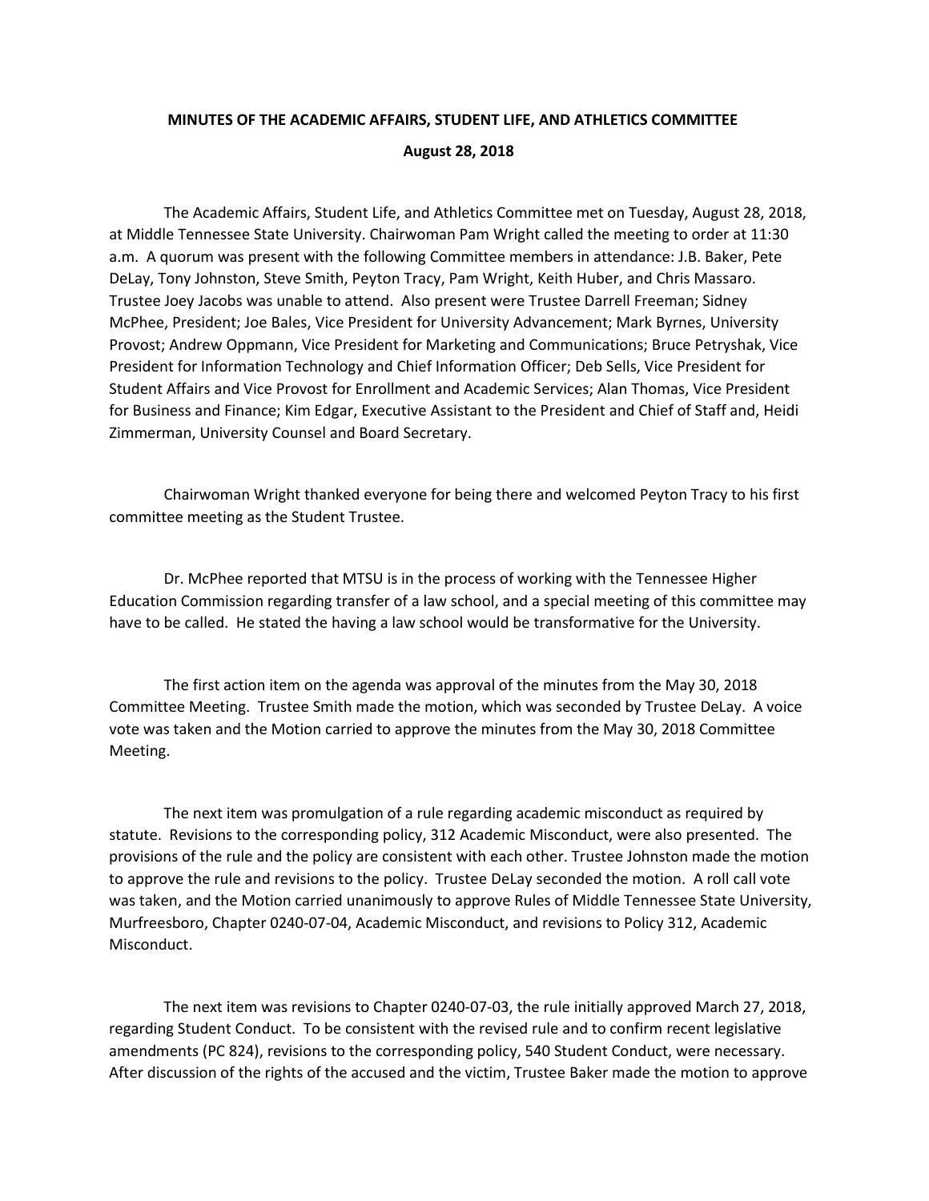**MINUTES OF THE ACADEMIC AFFAIRS, STUDENT LIFE, AND ATHLETICS COMMITTEE**

**August 28, 2018**

The Academic Affairs, Student Life, and Athletics Committee met on Tuesday, August 28, 2018, at Middle Tennessee State University. Chairwoman Pam Wright called the meeting to order at 11:30 a.m. A quorum was present with the following Committee members in attendance: J.B. Baker, Pete DeLay, Tony Johnston, Steve Smith, Peyton Tracy, Pam Wright, Keith Huber, and Chris Massaro. Trustee Joey Jacobs was unable to attend. Also present were Trustee Darrell Freeman; Sidney McPhee, President; Joe Bales, Vice President for University Advancement; Mark Byrnes, University Provost; Andrew Oppmann, Vice President for Marketing and Communications; Bruce Petryshak, Vice President for Information Technology and Chief Information Officer; Deb Sells, Vice President for Student Affairs and Vice Provost for Enrollment and Academic Services; Alan Thomas, Vice President for Business and Finance; Kim Edgar, Executive Assistant to the President and Chief of Staff and, Heidi Zimmerman, University Counsel and Board Secretary.

Chairwoman Wright thanked everyone for being there and welcomed Peyton Tracy to his first committee meeting as the Student Trustee.

Dr. McPhee reported that MTSU is in the process of working with the Tennessee Higher Education Commission regarding transfer of a law school, and a special meeting of this committee may have to be called. He stated the having a law school would be transformative for the University.

The first action item on the agenda was approval of the minutes from the May 30, 2018 Committee Meeting. Trustee Smith made the motion, which was seconded by Trustee DeLay. A voice vote was taken and the Motion carried to approve the minutes from the May 30, 2018 Committee Meeting.

The next item was promulgation of a rule regarding academic misconduct as required by statute. Revisions to the corresponding policy, 312 Academic Misconduct, were also presented. The provisions of the rule and the policy are consistent with each other. Trustee Johnston made the motion to approve the rule and revisions to the policy. Trustee DeLay seconded the motion. A roll call vote was taken, and the Motion carried unanimously to approve Rules of Middle Tennessee State University, Murfreesboro, Chapter 0240-07-04, Academic Misconduct, and revisions to Policy 312, Academic Misconduct.

The next item was revisions to Chapter 0240-07-03, the rule initially approved March 27, 2018, regarding Student Conduct. To be consistent with the revised rule and to confirm recent legislative amendments (PC 824), revisions to the corresponding policy, 540 Student Conduct, were necessary. After discussion of the rights of the accused and the victim, Trustee Baker made the motion to approve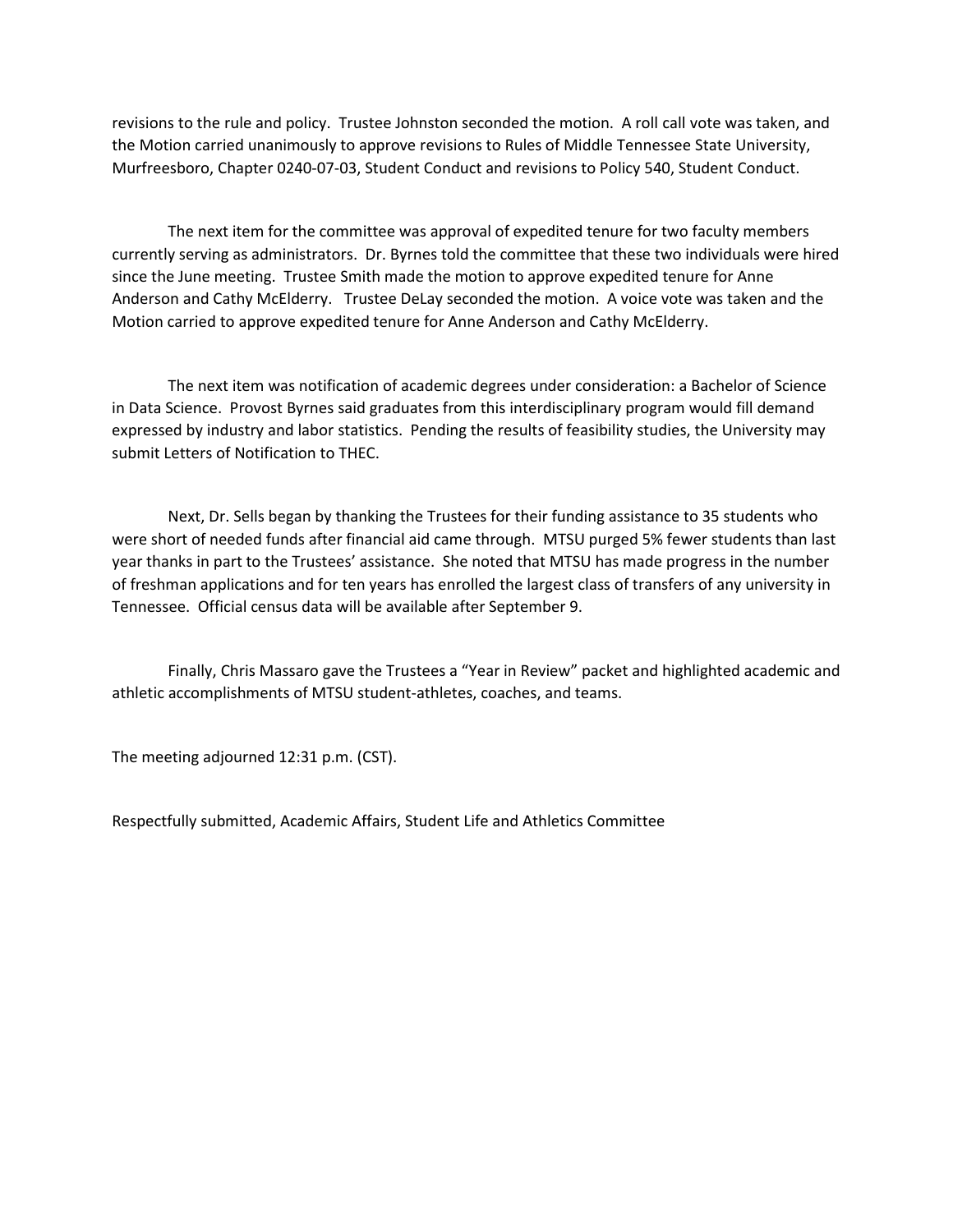revisions to the rule and policy. Trustee Johnston seconded the motion. A roll call vote was taken, and the Motion carried unanimously to approve revisions to Rules of Middle Tennessee State University, Murfreesboro, Chapter 0240-07-03, Student Conduct and revisions to Policy 540, Student Conduct.

The next item for the committee was approval of expedited tenure for two faculty members currently serving as administrators. Dr. Byrnes told the committee that these two individuals were hired since the June meeting. Trustee Smith made the motion to approve expedited tenure for Anne Anderson and Cathy McElderry. Trustee DeLay seconded the motion. A voice vote was taken and the Motion carried to approve expedited tenure for Anne Anderson and Cathy McElderry.

The next item was notification of academic degrees under consideration: a Bachelor of Science in Data Science. Provost Byrnes said graduates from this interdisciplinary program would fill demand expressed by industry and labor statistics. Pending the results of feasibility studies, the University may submit Letters of Notification to THEC.

Next, Dr. Sells began by thanking the Trustees for their funding assistance to 35 students who were short of needed funds after financial aid came through. MTSU purged 5% fewer students than last year thanks in part to the Trustees' assistance. She noted that MTSU has made progress in the number of freshman applications and for ten years has enrolled the largest class of transfers of any university in Tennessee. Official census data will be available after September 9.

Finally, Chris Massaro gave the Trustees a "Year in Review" packet and highlighted academic and athletic accomplishments of MTSU student-athletes, coaches, and teams.

The meeting adjourned 12:31 p.m. (CST).

Respectfully submitted, Academic Affairs, Student Life and Athletics Committee